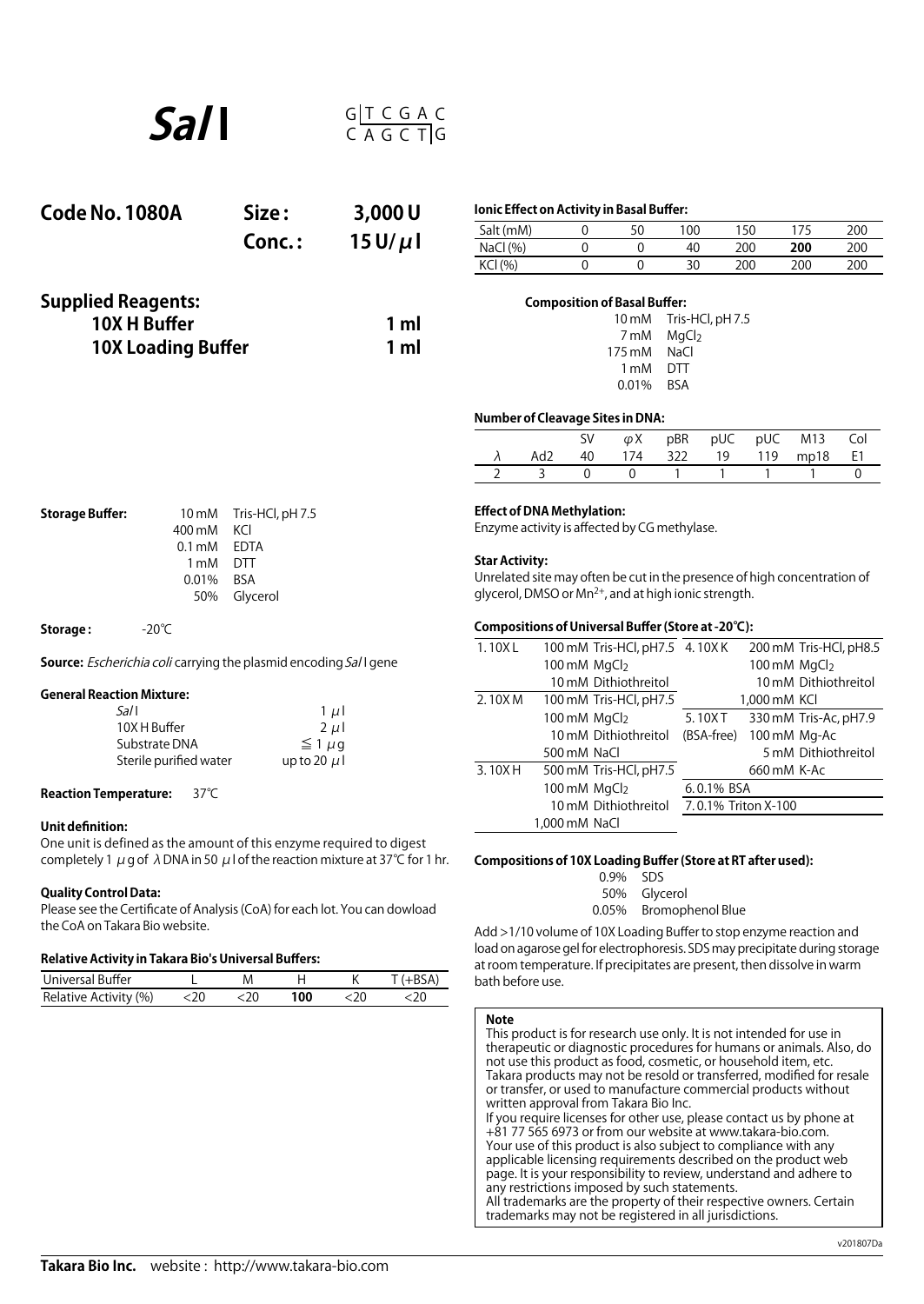# *Sal* I

G|T C G A C
C A G C T|G

**Code No. 1080A** **Size : 3,000 U**
**Conc. : 15 U/μl**

## Supplied Reagents:

**10X H Buffer** **1 ml**
**10X Loading Buffer** **1 ml**

**Storage Buffer:**

| | |
|---|---|
| 10 mM | Tris-HCl, pH 7.5 |
| 400 mM | KCl |
| 0.1 mM | EDTA |
| 1 mM | DTT |
| 0.01% | BSA |
| 50% | Glycerol |

**Storage :** -20℃

**Source:** *Escherichia coli* carrying the plasmid encoding *Sal* I gene

**General Reaction Mixture:**

| | |
|---|---|
| *Sal* I | 1 μl |
| 10X H Buffer | 2 μl |
| Substrate DNA | ≦ 1 μg |
| Sterile purified water | up to 20 μl |

**Reaction Temperature:** 37℃

**Unit definition:**
One unit is defined as the amount of this enzyme required to digest completely 1 μg of λ DNA in 50 μl of the reaction mixture at 37℃ for 1 hr.

**Quality Control Data:**
Please see the Certificate of Analysis (CoA) for each lot. You can dowload the CoA on Takara Bio website.

**Relative Activity in Takara Bio's Universal Buffers:**

| Universal Buffer | L | M | H | K | T (+BSA) |
|---|---|---|---|---|---|
| Relative Activity (%) | <20 | <20 | **100** | <20 | <20 |

**Ionic Effect on Activity in Basal Buffer:**

| Salt (mM) | 0 | 50 | 100 | 150 | 175 | 200 |
|---|---|---|---|---|---|---|
| NaCl (%) | 0 | 0 | 40 | 200 | **200** | 200 |
| KCl (%) | 0 | 0 | 30 | 200 | 200 | 200 |

**Composition of Basal Buffer:**

| | |
|---|---|
| 10 mM | Tris-HCl, pH 7.5 |
| 7 mM | $MgCl_2$ |
| 175 mM | NaCl |
| 1 mM | DTT |
| 0.01% | BSA |

**Number of Cleavage Sites in DNA:**

| λ | Ad2 | SV 40 | φX 174 | pBR 322 | pUC 19 | pUC 119 | M13 mp18 | Col E1 |
|---|---|---|---|---|---|---|---|---|
| 2 | 3 | 0 | 0 | 1 | 1 | 1 | 1 | 0 |

**Effect of DNA Methylation:**
Enzyme activity is affected by CG methylase.

**Star Activity:**
Unrelated site may often be cut in the presence of high concentration of glycerol, DMSO or $Mn^{2+}$, and at high ionic strength.

**Compositions of Universal Buffer (Store at -20℃):**

| | | |
|---|---|---|
| 1. 10X L | 100 mM | Tris-HCl, pH7.5 |
| | 100 mM | $MgCl_2$ |
| | 10 mM | Dithiothreitol |
| 2. 10X M | 100 mM | Tris-HCl, pH7.5 |
| | 100 mM | $MgCl_2$ |
| | 10 mM | Dithiothreitol |
| | 500 mM | NaCl |
| 3. 10X H | 500 mM | Tris-HCl, pH7.5 |
| | 100 mM | $MgCl_2$ |
| | 10 mM | Dithiothreitol |
| | 1,000 mM | NaCl |
| 4. 10X K | 200 mM | Tris-HCl, pH8.5 |
| | 100 mM | $MgCl_2$ |
| | 10 mM | Dithiothreitol |
| | 1,000 mM | KCl |
| 5. 10X T (BSA-free) | 330 mM | Tris-Ac, pH7.9 |
| | 100 mM | Mg-Ac |
| | 5 mM | Dithiothreitol |
| | 660 mM | K-Ac |
| 6. 0.1% BSA | | |
| 7. 0.1% Triton X-100 | | |

**Compositions of 10X Loading Buffer (Store at RT after used):**

| | |
|---|---|
| 0.9% | SDS |
| 50% | Glycerol |
| 0.05% | Bromophenol Blue |

Add >1/10 volume of 10X Loading Buffer to stop enzyme reaction and load on agarose gel for electrophoresis. SDS may precipitate during storage at room temperature. If precipitates are present, then dissolve in warm bath before use.

**Note**
This product is for research use only. It is not intended for use in therapeutic or diagnostic procedures for humans or animals. Also, do not use this product as food, cosmetic, or household item, etc.
Takara products may not be resold or transferred, modified for resale or transfer, or used to manufacture commercial products without written approval from Takara Bio Inc.
If you require licenses for other use, please contact us by phone at +81 77 565 6973 or from our website at www.takara-bio.com.
Your use of this product is also subject to compliance with any applicable licensing requirements described on the product web page. It is your responsibility to review, understand and adhere to any restrictions imposed by such statements.
All trademarks are the property of their respective owners. Certain trademarks may not be registered in all jurisdictions.

v201807Da

**Takara Bio Inc.** website : http://www.takara-bio.com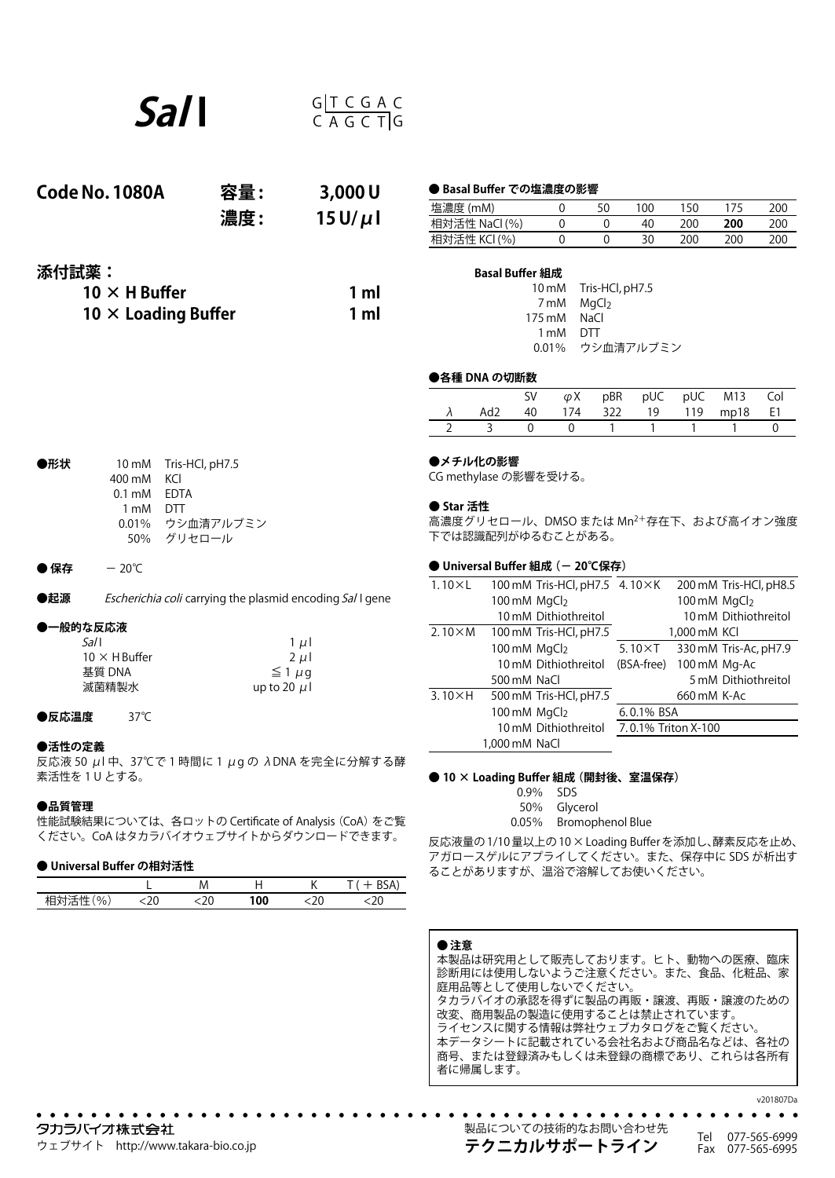# *Sal* I

G|T C G A C
C A G C T|G

**Code No. 1080A**　　**容量：**　**3,000 U**
　　　　　　　　　　**濃度：**　**15 U/μl**

## 添付試薬：

**10 × H Buffer**　　1 ml
**10 × Loading Buffer**　　1 ml

**●形状**

10 mM　Tris-HCl, pH7.5
400 mM　KCl
0.1 mM　EDTA
1 mM　DTT
0.01%　ウシ血清アルブミン
50%　グリセロール

**● 保存**　－ 20℃

**●起源**　*Escherichia coli* carrying the plasmid encoding *Sal* I gene

**●一般的な反応液**

| | |
|---|---|
| *Sal* I | 1 μl |
| 10 × H Buffer | 2 μl |
| 基質 DNA | ≦ 1 μg |
| 滅菌精製水 | up to 20 μl |

**●反応温度**　37℃

**●活性の定義**

反応液 50 μl 中、37℃で 1 時間に 1 μg の λDNA を完全に分解する酵素活性を 1 U とする。

**●品質管理**

性能試験結果については、各ロットの Certificate of Analysis（CoA）をご覧ください。CoA はタカラバイオウェブサイトからダウンロードできます。

**● Universal Buffer の相対活性**

| | L | M | H | K | T（＋ BSA） |
|---|---|---|---|---|---|
| 相対活性（%） | <20 | <20 | **100** | <20 | <20 |

**● Basal Buffer での塩濃度の影響**

| 塩濃度 (mM) | 0 | 50 | 100 | 150 | 175 | 200 |
|---|---|---|---|---|---|---|
| 相対活性 NaCl (%) | 0 | 0 | 40 | 200 | **200** | 200 |
| 相対活性 KCl (%) | 0 | 0 | 30 | 200 | 200 | 200 |

**Basal Buffer 組成**

10 mM　Tris-HCl, pH7.5
7 mM　$MgCl_2$
175 mM　NaCl
1 mM　DTT
0.01%　ウシ血清アルブミン

**●各種 DNA の切断数**

| λ | Ad2 | SV 40 | φX 174 | pBR 322 | pUC 19 | pUC 119 | M13 mp18 | Col E1 |
|---|---|---|---|---|---|---|---|---|
| 2 | 3 | 0 | 0 | 1 | 1 | 1 | 1 | 0 |

**●メチル化の影響**

CG methylase の影響を受ける。

**● Star 活性**

高濃度グリセロール、DMSO または $Mn^{2+}$ 存在下、および高イオン強度下では認識配列がゆるむことがある。

**● Universal Buffer 組成（－ 20℃保存）**

| | |
|---|---|
| 1. 10×L | 100 mM Tris-HCl, pH7.5<br>100 mM $MgCl_2$<br>10 mM Dithiothreitol |
| 2. 10×M | 100 mM Tris-HCl, pH7.5<br>100 mM $MgCl_2$<br>10 mM Dithiothreitol<br>500 mM NaCl |
| 3. 10×H | 500 mM Tris-HCl, pH7.5<br>100 mM $MgCl_2$<br>10 mM Dithiothreitol<br>1,000 mM NaCl |
| 4. 10×K | 200 mM Tris-HCl, pH8.5<br>100 mM $MgCl_2$<br>10 mM Dithiothreitol<br>1,000 mM KCl |
| 5. 10×T (BSA-free) | 330 mM Tris-Ac, pH7.9<br>100 mM Mg-Ac<br>5 mM Dithiothreitol<br>660 mM K-Ac |
| 6. 0.1% BSA | |
| 7. 0.1% Triton X-100 | |

**● 10 × Loading Buffer 組成（開封後、室温保存）**

0.9%　SDS
50%　Glycerol
0.05%　Bromophenol Blue

反応液量の 1/10 量以上の 10 × Loading Buffer を添加し、酵素反応を止め、アガロースゲルにアプライしてください。また、保存中に SDS が析出することがありますが、温浴で溶解してお使いください。

**● 注意**

本製品は研究用として販売しております。ヒト、動物への医療、臨床診断用には使用しないようご注意ください。また、食品、化粧品、家庭用品等として使用しないでください。
タカラバイオの承認を得ずに製品の再販・譲渡、再販・譲渡のための改変、商用製品の製造に使用することは禁止されています。
ライセンスに関する情報は弊社ウェブカタログをご覧ください。
本データシートに記載されている会社名および商品名などは、各社の商号、または登録済みもしくは未登録の商標であり、これらは各所有者に帰属します。

v201807Da

タカラバイオ株式会社
ウェブサイト　http://www.takara-bio.co.jp

製品についての技術的なお問い合わせ先
**テクニカルサポートライン**　Tel 077-565-6999　Fax 077-565-6995